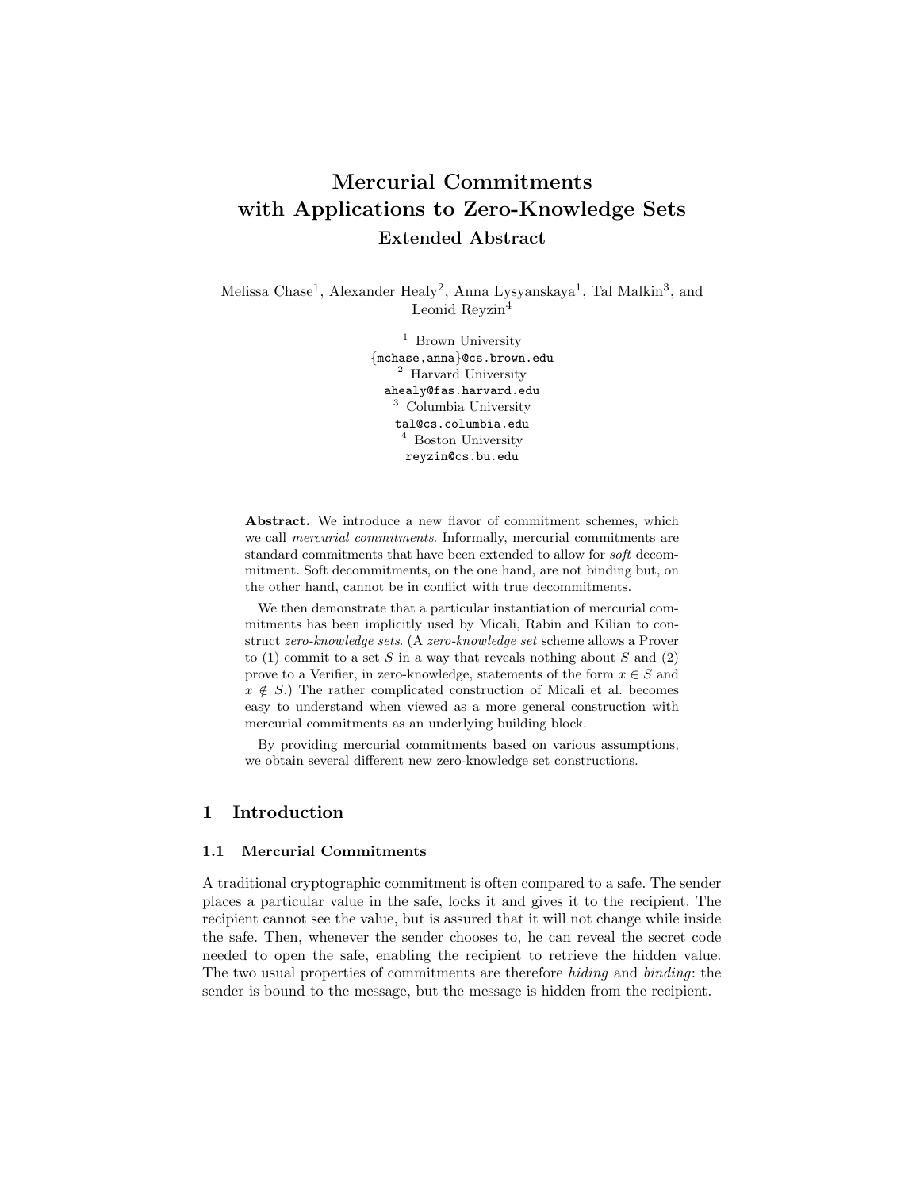# Mercurial Commitments with Applications to Zero-Knowledge Sets

### Extended Abstract

Melissa Chase[1], Alexander Healy[2], Anna Lysyanskaya[1], Tal Malkin[3], and Leonid Reyzin[4]

[1] Brown University
{mchase,anna}@cs.brown.edu
[2] Harvard University
ahealy@fas.harvard.edu
[3] Columbia University
tal@cs.columbia.edu
[4] Boston University
reyzin@cs.bu.edu

**Abstract.** We introduce a new flavor of commitment schemes, which we call *mercurial commitments*. Informally, mercurial commitments are standard commitments that have been extended to allow for *soft* decommitment. Soft decommitments, on the one hand, are not binding but, on the other hand, cannot be in conflict with true decommitments.

We then demonstrate that a particular instantiation of mercurial commitments has been implicitly used by Micali, Rabin and Kilian to construct *zero-knowledge sets*. (A *zero-knowledge set* scheme allows a Prover to (1) commit to a set $S$ in a way that reveals nothing about $S$ and (2) prove to a Verifier, in zero-knowledge, statements of the form $x \in S$ and $x \notin S$.) The rather complicated construction of Micali et al. becomes easy to understand when viewed as a more general construction with mercurial commitments as an underlying building block.

By providing mercurial commitments based on various assumptions, we obtain several different new zero-knowledge set constructions.

## 1 Introduction

### 1.1 Mercurial Commitments

A traditional cryptographic commitment is often compared to a safe. The sender places a particular value in the safe, locks it and gives it to the recipient. The recipient cannot see the value, but is assured that it will not change while inside the safe. Then, whenever the sender chooses to, he can reveal the secret code needed to open the safe, enabling the recipient to retrieve the hidden value. The two usual properties of commitments are therefore *hiding* and *binding*: the sender is bound to the message, but the message is hidden from the recipient.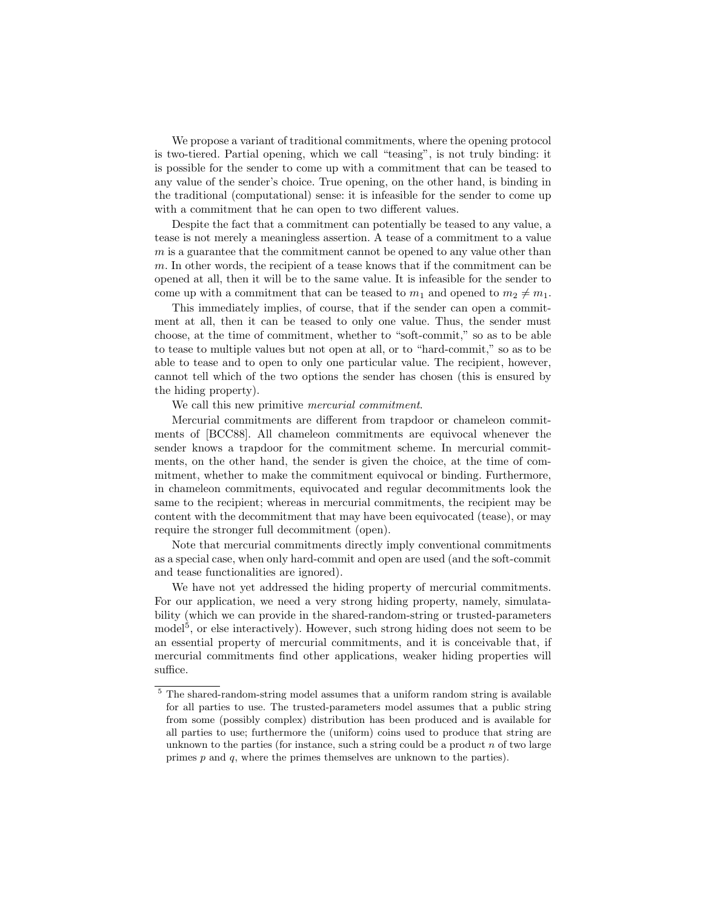We propose a variant of traditional commitments, where the opening protocol is two-tiered. Partial opening, which we call "teasing", is not truly binding: it is possible for the sender to come up with a commitment that can be teased to any value of the sender's choice. True opening, on the other hand, is binding in the traditional (computational) sense: it is infeasible for the sender to come up with a commitment that he can open to two different values.

Despite the fact that a commitment can potentially be teased to any value, a tease is not merely a meaningless assertion. A tease of a commitment to a value $m$ is a guarantee that the commitment cannot be opened to any value other than $m$. In other words, the recipient of a tease knows that if the commitment can be opened at all, then it will be to the same value. It is infeasible for the sender to come up with a commitment that can be teased to $m_1$ and opened to $m_2 \neq m_1$.

This immediately implies, of course, that if the sender can open a commitment at all, then it can be teased to only one value. Thus, the sender must choose, at the time of commitment, whether to "soft-commit," so as to be able to tease to multiple values but not open at all, or to "hard-commit," so as to be able to tease and to open to only one particular value. The recipient, however, cannot tell which of the two options the sender has chosen (this is ensured by the hiding property).

We call this new primitive *mercurial commitment*.

Mercurial commitments are different from trapdoor or chameleon commitments of [BCC88]. All chameleon commitments are equivocal whenever the sender knows a trapdoor for the commitment scheme. In mercurial commitments, on the other hand, the sender is given the choice, at the time of commitment, whether to make the commitment equivocal or binding. Furthermore, in chameleon commitments, equivocated and regular decommitments look the same to the recipient; whereas in mercurial commitments, the recipient may be content with the decommitment that may have been equivocated (tease), or may require the stronger full decommitment (open).

Note that mercurial commitments directly imply conventional commitments as a special case, when only hard-commit and open are used (and the soft-commit and tease functionalities are ignored).

We have not yet addressed the hiding property of mercurial commitments. For our application, we need a very strong hiding property, namely, simulatability (which we can provide in the shared-random-string or trusted-parameters model[5], or else interactively). However, such strong hiding does not seem to be an essential property of mercurial commitments, and it is conceivable that, if mercurial commitments find other applications, weaker hiding properties will suffice.

---

[5] The shared-random-string model assumes that a uniform random string is available for all parties to use. The trusted-parameters model assumes that a public string from some (possibly complex) distribution has been produced and is available for all parties to use; furthermore the (uniform) coins used to produce that string are unknown to the parties (for instance, such a string could be a product $n$ of two large primes $p$ and $q$, where the primes themselves are unknown to the parties).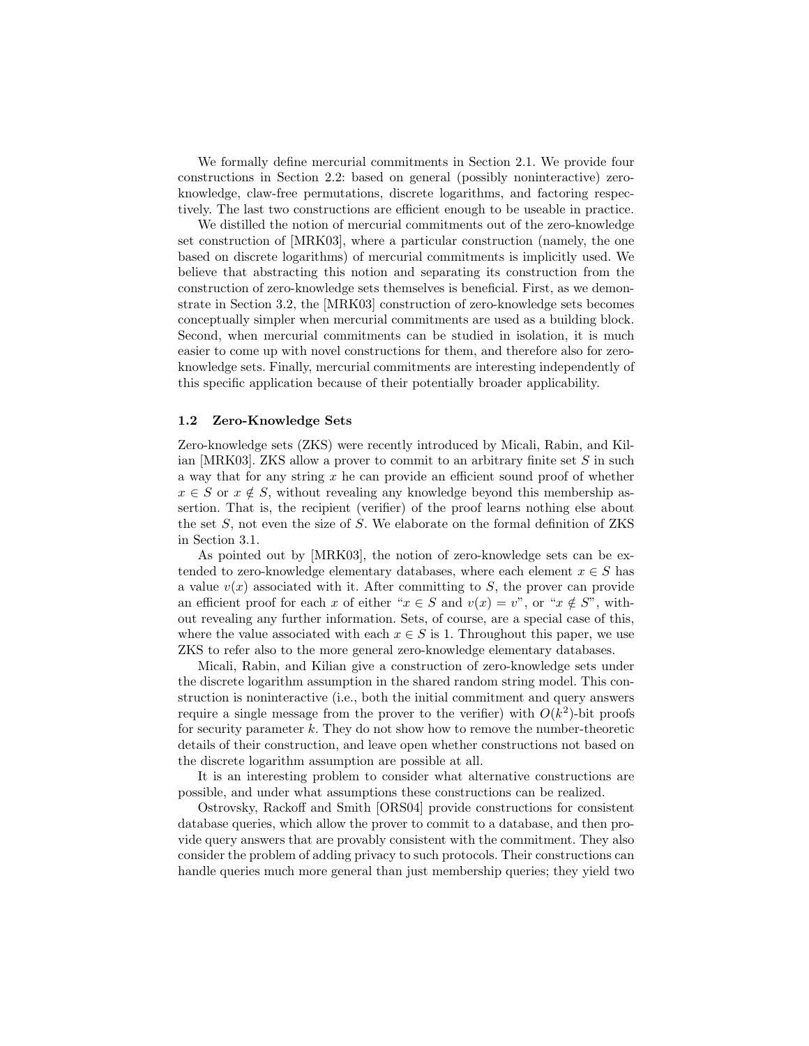We formally define mercurial commitments in Section 2.1. We provide four constructions in Section 2.2: based on general (possibly noninteractive) zero-knowledge, claw-free permutations, discrete logarithms, and factoring respectively. The last two constructions are efficient enough to be useable in practice.

We distilled the notion of mercurial commitments out of the zero-knowledge set construction of [MRK03], where a particular construction (namely, the one based on discrete logarithms) of mercurial commitments is implicitly used. We believe that abstracting this notion and separating its construction from the construction of zero-knowledge sets themselves is beneficial. First, as we demonstrate in Section 3.2, the [MRK03] construction of zero-knowledge sets becomes conceptually simpler when mercurial commitments are used as a building block. Second, when mercurial commitments can be studied in isolation, it is much easier to come up with novel constructions for them, and therefore also for zero-knowledge sets. Finally, mercurial commitments are interesting independently of this specific application because of their potentially broader applicability.

### 1.2 Zero-Knowledge Sets

Zero-knowledge sets (ZKS) were recently introduced by Micali, Rabin, and Kilian [MRK03]. ZKS allow a prover to commit to an arbitrary finite set $S$ in such a way that for any string $x$ he can provide an efficient sound proof of whether $x \in S$ or $x \notin S$, without revealing any knowledge beyond this membership assertion. That is, the recipient (verifier) of the proof learns nothing else about the set $S$, not even the size of $S$. We elaborate on the formal definition of ZKS in Section 3.1.

As pointed out by [MRK03], the notion of zero-knowledge sets can be extended to zero-knowledge elementary databases, where each element $x \in S$ has a value $v(x)$ associated with it. After committing to $S$, the prover can provide an efficient proof for each $x$ of either "$x \in S$ and $v(x) = v$", or "$x \notin S$", without revealing any further information. Sets, of course, are a special case of this, where the value associated with each $x \in S$ is 1. Throughout this paper, we use ZKS to refer also to the more general zero-knowledge elementary databases.

Micali, Rabin, and Kilian give a construction of zero-knowledge sets under the discrete logarithm assumption in the shared random string model. This construction is noninteractive (i.e., both the initial commitment and query answers require a single message from the prover to the verifier) with $O(k^2)$-bit proofs for security parameter $k$. They do not show how to remove the number-theoretic details of their construction, and leave open whether constructions not based on the discrete logarithm assumption are possible at all.

It is an interesting problem to consider what alternative constructions are possible, and under what assumptions these constructions can be realized.

Ostrovsky, Rackoff and Smith [ORS04] provide constructions for consistent database queries, which allow the prover to commit to a database, and then provide query answers that are provably consistent with the commitment. They also consider the problem of adding privacy to such protocols. Their constructions can handle queries much more general than just membership queries; they yield two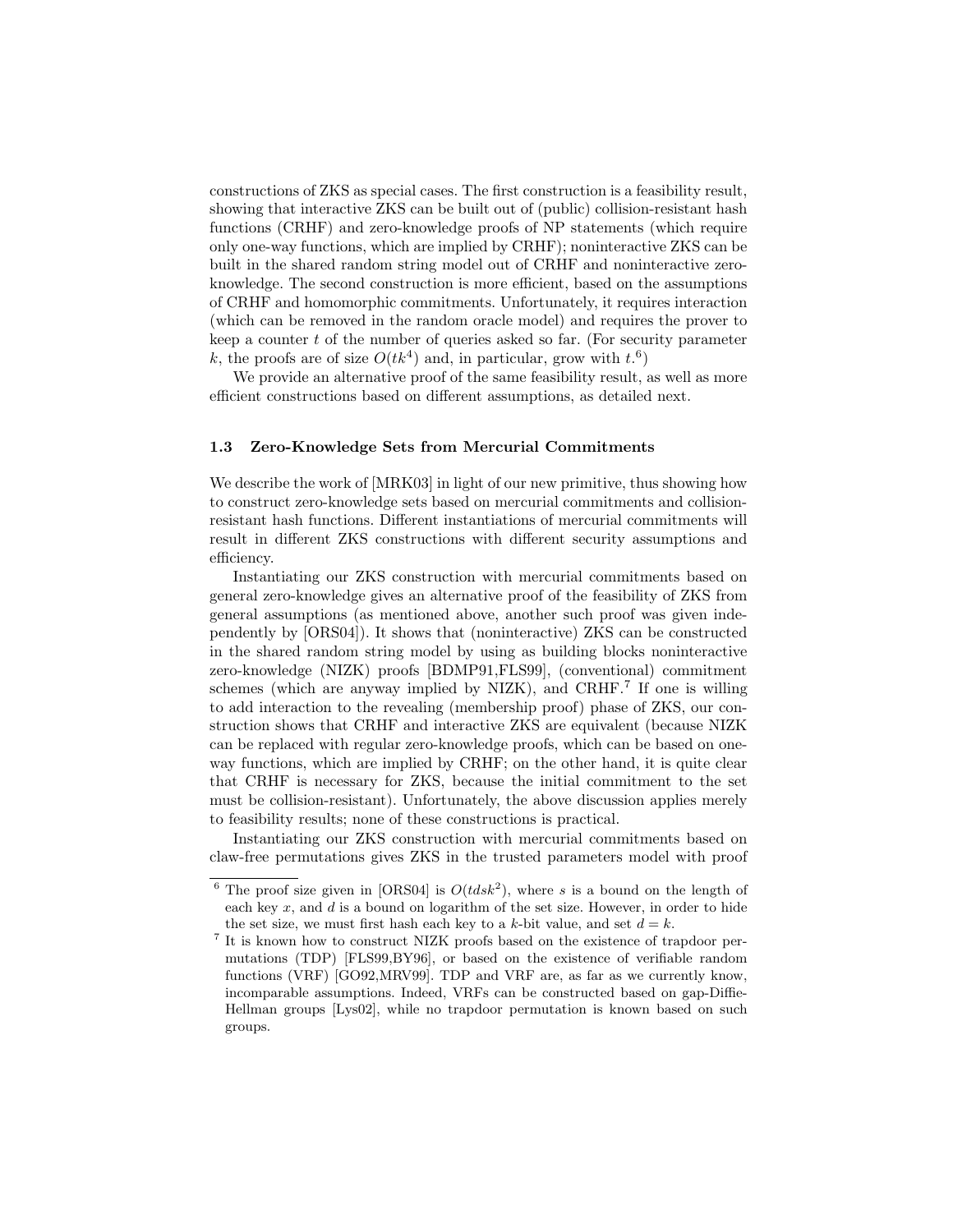constructions of ZKS as special cases. The first construction is a feasibility result, showing that interactive ZKS can be built out of (public) collision-resistant hash functions (CRHF) and zero-knowledge proofs of NP statements (which require only one-way functions, which are implied by CRHF); noninteractive ZKS can be built in the shared random string model out of CRHF and noninteractive zero-knowledge. The second construction is more efficient, based on the assumptions of CRHF and homomorphic commitments. Unfortunately, it requires interaction (which can be removed in the random oracle model) and requires the prover to keep a counter $t$ of the number of queries asked so far. (For security parameter $k$, the proofs are of size $O(tk^4)$ and, in particular, grow with $t$.[6])

We provide an alternative proof of the same feasibility result, as well as more efficient constructions based on different assumptions, as detailed next.

### 1.3 Zero-Knowledge Sets from Mercurial Commitments

We describe the work of [MRK03] in light of our new primitive, thus showing how to construct zero-knowledge sets based on mercurial commitments and collision-resistant hash functions. Different instantiations of mercurial commitments will result in different ZKS constructions with different security assumptions and efficiency.

Instantiating our ZKS construction with mercurial commitments based on general zero-knowledge gives an alternative proof of the feasibility of ZKS from general assumptions (as mentioned above, another such proof was given independently by [ORS04]). It shows that (noninteractive) ZKS can be constructed in the shared random string model by using as building blocks noninteractive zero-knowledge (NIZK) proofs [BDMP91,FLS99], (conventional) commitment schemes (which are anyway implied by NIZK), and CRHF.[7] If one is willing to add interaction to the revealing (membership proof) phase of ZKS, our construction shows that CRHF and interactive ZKS are equivalent (because NIZK can be replaced with regular zero-knowledge proofs, which can be based on one-way functions, which are implied by CRHF; on the other hand, it is quite clear that CRHF is necessary for ZKS, because the initial commitment to the set must be collision-resistant). Unfortunately, the above discussion applies merely to feasibility results; none of these constructions is practical.

Instantiating our ZKS construction with mercurial commitments based on claw-free permutations gives ZKS in the trusted parameters model with proof

---

[6] The proof size given in [ORS04] is $O(tdsk^2)$, where $s$ is a bound on the length of each key $x$, and $d$ is a bound on logarithm of the set size. However, in order to hide the set size, we must first hash each key to a $k$-bit value, and set $d = k$.

[7] It is known how to construct NIZK proofs based on the existence of trapdoor permutations (TDP) [FLS99,BY96], or based on the existence of verifiable random functions (VRF) [GO92,MRV99]. TDP and VRF are, as far as we currently know, incomparable assumptions. Indeed, VRFs can be constructed based on gap-Diffie-Hellman groups [Lys02], while no trapdoor permutation is known based on such groups.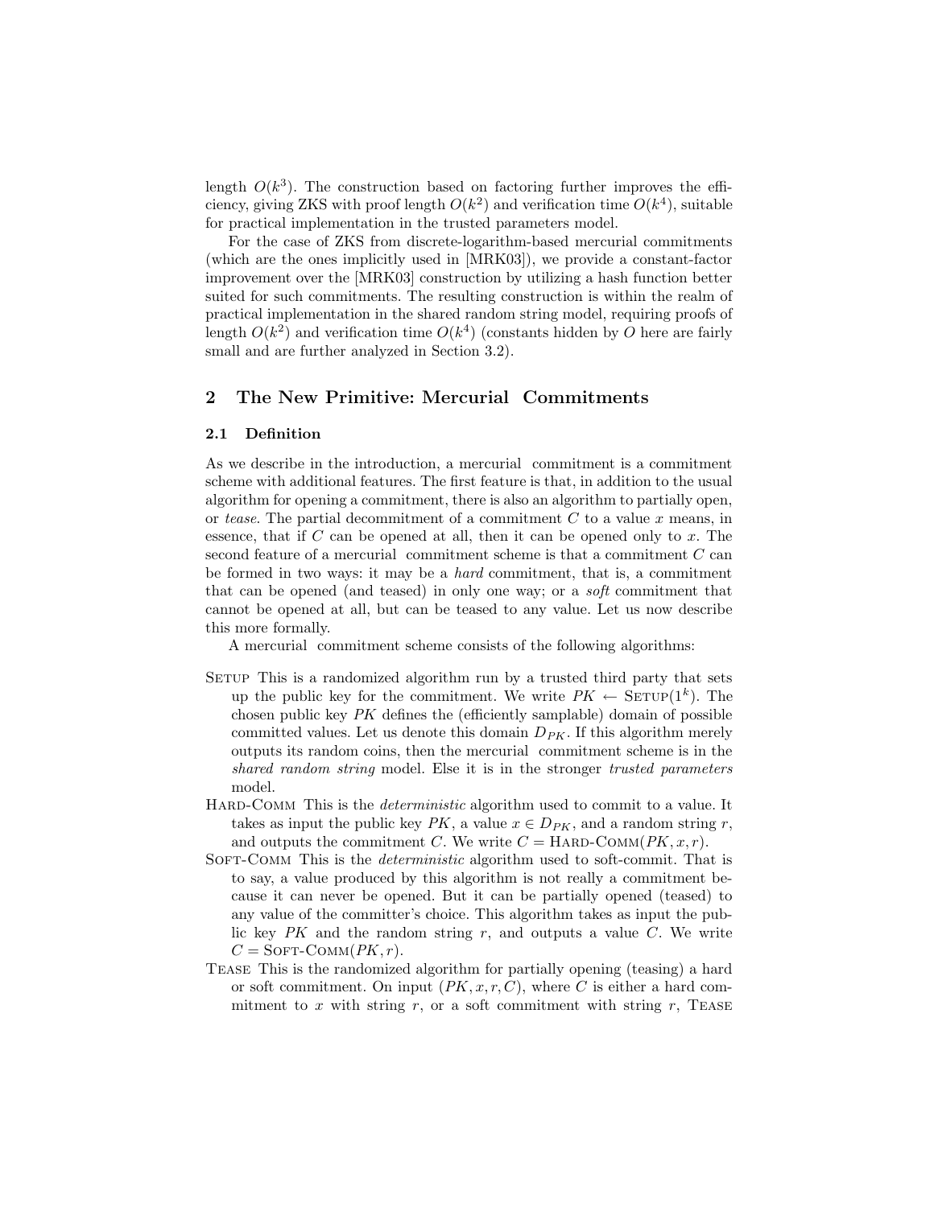length $O(k^3)$. The construction based on factoring further improves the efficiency, giving ZKS with proof length $O(k^2)$ and verification time $O(k^4)$, suitable for practical implementation in the trusted parameters model.

For the case of ZKS from discrete-logarithm-based mercurial commitments (which are the ones implicitly used in [MRK03]), we provide a constant-factor improvement over the [MRK03] construction by utilizing a hash function better suited for such commitments. The resulting construction is within the realm of practical implementation in the shared random string model, requiring proofs of length $O(k^2)$ and verification time $O(k^4)$ (constants hidden by $O$ here are fairly small and are further analyzed in Section 3.2).

## 2 The New Primitive: Mercurial Commitments

### 2.1 Definition

As we describe in the introduction, a mercurial commitment is a commitment scheme with additional features. The first feature is that, in addition to the usual algorithm for opening a commitment, there is also an algorithm to partially open, or *tease*. The partial decommitment of a commitment $C$ to a value $x$ means, in essence, that if $C$ can be opened at all, then it can be opened only to $x$. The second feature of a mercurial commitment scheme is that a commitment $C$ can be formed in two ways: it may be a *hard* commitment, that is, a commitment that can be opened (and teased) in only one way; or a *soft* commitment that cannot be opened at all, but can be teased to any value. Let us now describe this more formally.

A mercurial commitment scheme consists of the following algorithms:

Setup This is a randomized algorithm run by a trusted third party that sets up the public key for the commitment. We write $PK \leftarrow \text{Setup}(1^k)$. The chosen public key $PK$ defines the (efficiently samplable) domain of possible committed values. Let us denote this domain $D_{PK}$. If this algorithm merely outputs its random coins, then the mercurial commitment scheme is in the *shared random string* model. Else it is in the stronger *trusted parameters* model.

Hard-Comm This is the *deterministic* algorithm used to commit to a value. It takes as input the public key $PK$, a value $x \in D_{PK}$, and a random string $r$, and outputs the commitment $C$. We write $C = \text{Hard-Comm}(PK, x, r)$.

Soft-Comm This is the *deterministic* algorithm used to soft-commit. That is to say, a value produced by this algorithm is not really a commitment because it can never be opened. But it can be partially opened (teased) to any value of the committer's choice. This algorithm takes as input the public key $PK$ and the random string $r$, and outputs a value $C$. We write $C = \text{Soft-Comm}(PK, r)$.

Tease This is the randomized algorithm for partially opening (teasing) a hard or soft commitment. On input $(PK, x, r, C)$, where $C$ is either a hard commitment to $x$ with string $r$, or a soft commitment with string $r$, Tease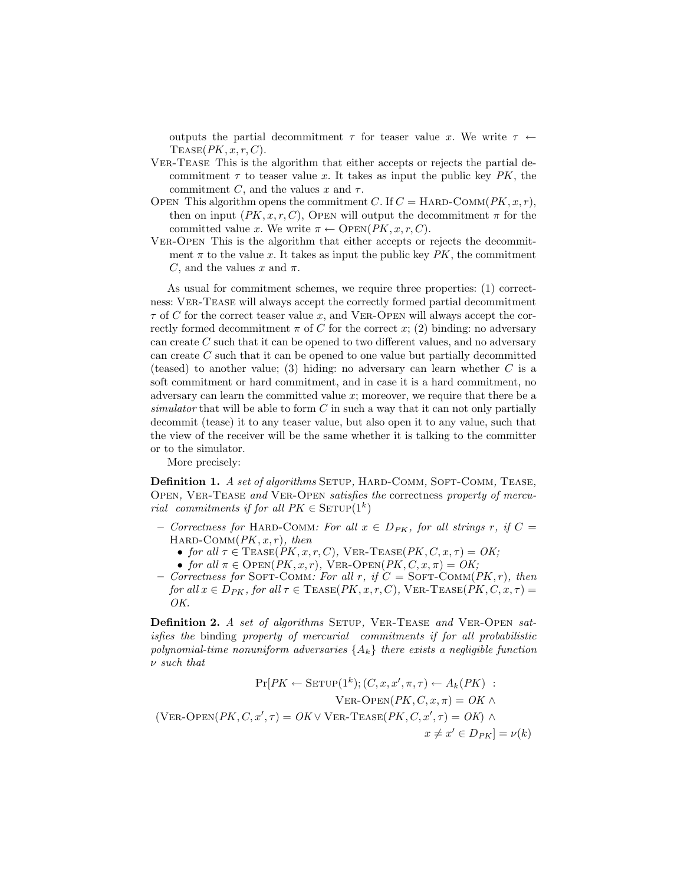outputs the partial decommitment $\tau$ for teaser value $x$. We write $\tau \leftarrow$ TEASE$(PK, x, r, C)$.

VER-TEASE This is the algorithm that either accepts or rejects the partial decommitment $\tau$ to teaser value $x$. It takes as input the public key $PK$, the commitment $C$, and the values $x$ and $\tau$.

OPEN This algorithm opens the commitment $C$. If $C =$ HARD-COMM$(PK, x, r)$, then on input $(PK, x, r, C)$, OPEN will output the decommitment $\pi$ for the committed value $x$. We write $\pi \leftarrow$ OPEN$(PK, x, r, C)$.

VER-OPEN This is the algorithm that either accepts or rejects the decommitment $\pi$ to the value $x$. It takes as input the public key $PK$, the commitment $C$, and the values $x$ and $\pi$.

As usual for commitment schemes, we require three properties: (1) correctness: VER-TEASE will always accept the correctly formed partial decommitment $\tau$ of $C$ for the correct teaser value $x$, and VER-OPEN will always accept the correctly formed decommitment $\pi$ of $C$ for the correct $x$; (2) binding: no adversary can create $C$ such that it can be opened to two different values, and no adversary can create $C$ such that it can be opened to one value but partially decommitted (teased) to another value; (3) hiding: no adversary can learn whether $C$ is a soft commitment or hard commitment, and in case it is a hard commitment, no adversary can learn the committed value $x$; moreover, we require that there be a *simulator* that will be able to form $C$ in such a way that it can not only partially decommit (tease) it to any teaser value, but also open it to any value, such that the view of the receiver will be the same whether it is talking to the committer or to the simulator.

More precisely:

**Definition 1.** *A set of algorithms* SETUP, HARD-COMM, SOFT-COMM, TEASE, OPEN, VER-TEASE *and* VER-OPEN *satisfies the* correctness *property of mercurial commitments if for all* $PK \in$ SETUP$(1^k)$

- *Correctness for* HARD-COMM*: For all* $x \in D_{PK}$*, for all strings* $r$*, if* $C =$ HARD-COMM$(PK, x, r)$*, then*
  - *for all* $\tau \in$ TEASE$(PK, x, r, C)$, VER-TEASE$(PK, C, x, \tau) = OK$*;*
  - *for all* $\pi \in$ OPEN$(PK, x, r)$, VER-OPEN$(PK, C, x, \pi) = OK$*;*
- *Correctness for* SOFT-COMM*: For all* $r$*, if* $C =$ SOFT-COMM$(PK, r)$*, then for all* $x \in D_{PK}$*, for all* $\tau \in$ TEASE$(PK, x, r, C)$, VER-TEASE$(PK, C, x, \tau) = OK$*.*

**Definition 2.** *A set of algorithms* SETUP, VER-TEASE *and* VER-OPEN *satisfies the* binding *property of mercurial commitments if for all probabilistic polynomial-time nonuniform adversaries* $\{A_k\}$ *there exists a negligible function* $\nu$ *such that*

$$\begin{aligned}
&\Pr[PK \leftarrow \text{SETUP}(1^k); (C, x, x', \pi, \tau) \leftarrow A_k(PK) \;: \\
&\quad \text{VER-OPEN}(PK, C, x, \pi) = OK \;\wedge \\
&\quad (\text{VER-OPEN}(PK, C, x', \tau) = OK \vee \text{VER-TEASE}(PK, C, x', \tau) = OK) \;\wedge \\
&\quad x \neq x' \in D_{PK}] = \nu(k)
\end{aligned}$$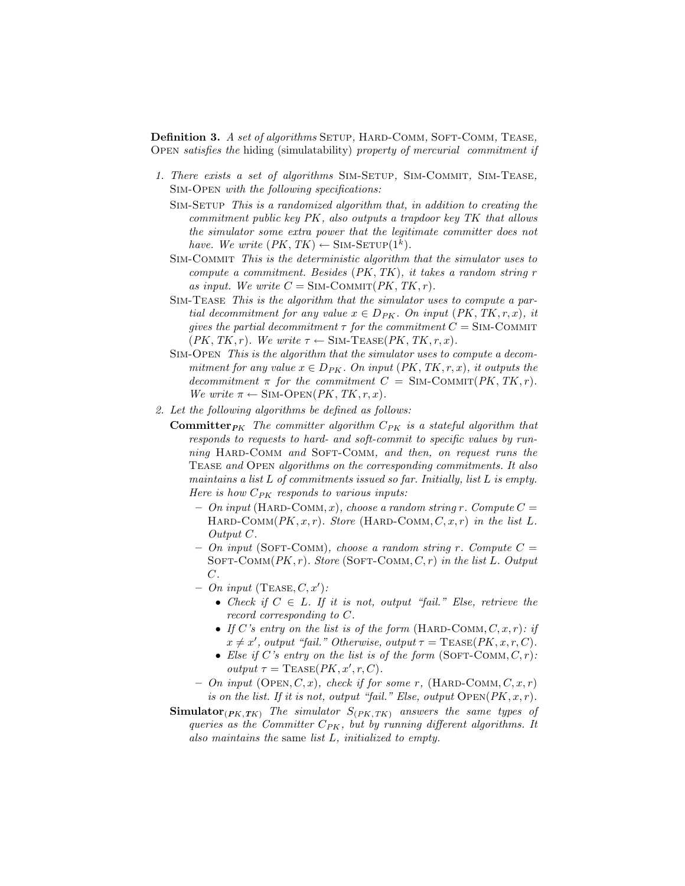**Definition 3.** *A set of algorithms* Setup*,* Hard-Comm*,* Soft-Comm*,* Tease*,* Open *satisfies the* hiding (simulatability) *property of mercurial commitment if*

1. *There exists a set of algorithms* Sim-Setup*,* Sim-Commit*,* Sim-Tease*,* Sim-Open *with the following specifications:*

   Sim-Setup *This is a randomized algorithm that, in addition to creating the commitment public key $PK$, also outputs a trapdoor key $TK$ that allows the simulator some extra power that the legitimate committer does not have. We write $(PK, TK) \leftarrow$ Sim-Setup$(1^k)$.*

   Sim-Commit *This is the deterministic algorithm that the simulator uses to compute a commitment. Besides $(PK, TK)$, it takes a random string $r$ as input. We write $C =$ Sim-Commit$(PK, TK, r)$.*

   Sim-Tease *This is the algorithm that the simulator uses to compute a partial decommitment for any value $x \in D_{PK}$. On input $(PK, TK, r, x)$, it gives the partial decommitment $\tau$ for the commitment $C =$ Sim-Commit $(PK, TK, r)$. We write $\tau \leftarrow$ Sim-Tease$(PK, TK, r, x)$.*

   Sim-Open *This is the algorithm that the simulator uses to compute a decommitment for any value $x \in D_{PK}$. On input $(PK, TK, r, x)$, it outputs the decommitment $\pi$ for the commitment $C =$ Sim-Commit$(PK, TK, r)$. We write $\pi \leftarrow$ Sim-Open$(PK, TK, r, x)$.*

2. *Let the following algorithms be defined as follows:*

   **Committer$_{PK}$** *The committer algorithm $C_{PK}$ is a stateful algorithm that responds to requests to hard- and soft-commit to specific values by running* Hard-Comm *and* Soft-Comm*, and then, on request runs the* Tease *and* Open *algorithms on the corresponding commitments. It also maintains a list $L$ of commitments issued so far. Initially, list $L$ is empty. Here is how $C_{PK}$ responds to various inputs:*

   - *On input* (Hard-Comm*, $x$), choose a random string $r$. Compute $C =$* Hard-Comm*$(PK, x, r)$. Store* (Hard-Comm*, $C, x, r$) in the list $L$. Output $C$.*
   - *On input* (Soft-Comm)*, choose a random string $r$. Compute $C =$* Soft-Comm*$(PK, r)$. Store* (Soft-Comm*, $C, r$) in the list $L$. Output $C$.*
   - *On input* (Tease*, $C, x'$):*
     - *Check if $C \in L$. If it is not, output "fail." Else, retrieve the record corresponding to $C$.*
     - *If $C$'s entry on the list is of the form* (Hard-Comm*, $C, x, r$): if $x \neq x'$, output "fail." Otherwise, output $\tau =$* Tease*$(PK, x, r, C)$.*
     - *Else if $C$'s entry on the list is of the form* (Soft-Comm*, $C, r$): output $\tau =$* Tease*$(PK, x', r, C)$.*
   - *On input* (Open*, $C, x$), check if for some $r$,* (Hard-Comm*, $C, x, r$) is on the list. If it is not, output "fail." Else, output* Open*$(PK, x, r)$.*

   **Simulator$_{(PK,TK)}$** *The simulator $S_{(PK,TK)}$ answers the same types of queries as the Committer $C_{PK}$, but by running different algorithms. It also maintains the* same *list $L$, initialized to empty.*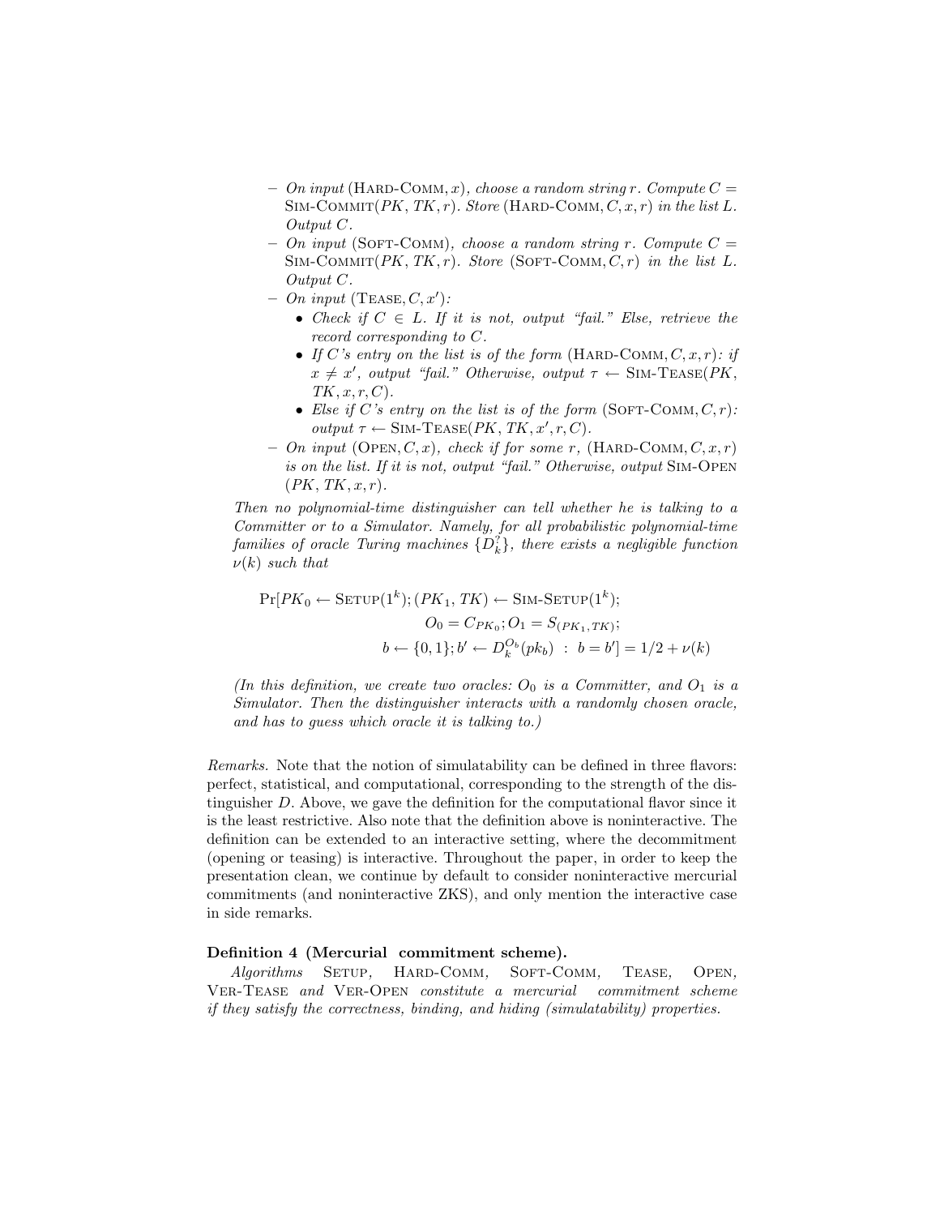- *On input* (Hard-Comm, $x$)*, choose a random string* $r$*. Compute* $C =$ Sim-Commit($PK$, $TK$, $r$)*. Store* (Hard-Comm, $C, x, r$) *in the list* $L$*. Output* $C$*.*
- *On input* (Soft-Comm)*, choose a random string* $r$*. Compute* $C =$ Sim-Commit($PK$, $TK$, $r$)*. Store* (Soft-Comm, $C, r$) *in the list* $L$*. Output* $C$*.*
- *On input* (Tease, $C, x'$)*:*
  - *Check if* $C \in L$*. If it is not, output "fail." Else, retrieve the record corresponding to* $C$*.*
  - *If* $C$*'s entry on the list is of the form* (Hard-Comm, $C, x, r$)*: if* $x \neq x'$*, output "fail." Otherwise, output* $\tau \leftarrow$ Sim-Tease($PK$, $TK, x, r, C$)*.*
  - *Else if* $C$*'s entry on the list is of the form* (Soft-Comm, $C, r$)*: output* $\tau \leftarrow$ Sim-Tease($PK$, $TK, x', r, C$)*.*
- *On input* (Open, $C, x$)*, check if for some* $r$*,* (Hard-Comm, $C, x, r$) *is on the list. If it is not, output "fail." Otherwise, output* Sim-Open ($PK$, $TK, x, r$)*.*

*Then no polynomial-time distinguisher can tell whether he is talking to a Committer or to a Simulator. Namely, for all probabilistic polynomial-time families of oracle Turing machines* $\{D_k^?\}$*, there exists a negligible function* $\nu(k)$ *such that*

$$\Pr[PK_0 \leftarrow \text{Setup}(1^k); (PK_1, TK) \leftarrow \text{Sim-Setup}(1^k); \\ O_0 = C_{PK_0}; O_1 = S_{(PK_1, TK)}; \\ b \leftarrow \{0,1\}; b' \leftarrow D_k^{O_b}(pk_b) \ : \ b = b'] = 1/2 + \nu(k)$$

*(In this definition, we create two oracles:* $O_0$ *is a Committer, and* $O_1$ *is a Simulator. Then the distinguisher interacts with a randomly chosen oracle, and has to guess which oracle it is talking to.)*

*Remarks.* Note that the notion of simulatability can be defined in three flavors: perfect, statistical, and computational, corresponding to the strength of the distinguisher $D$. Above, we gave the definition for the computational flavor since it is the least restrictive. Also note that the definition above is noninteractive. The definition can be extended to an interactive setting, where the decommitment (opening or teasing) is interactive. Throughout the paper, in order to keep the presentation clean, we continue by default to consider noninteractive mercurial commitments (and noninteractive ZKS), and only mention the interactive case in side remarks.

**Definition 4 (Mercurial commitment scheme).**
*Algorithms* Setup*,* Hard-Comm*,* Soft-Comm*,* Tease*,* Open*,* Ver-Tease *and* Ver-Open *constitute a mercurial commitment scheme if they satisfy the correctness, binding, and hiding (simulatability) properties.*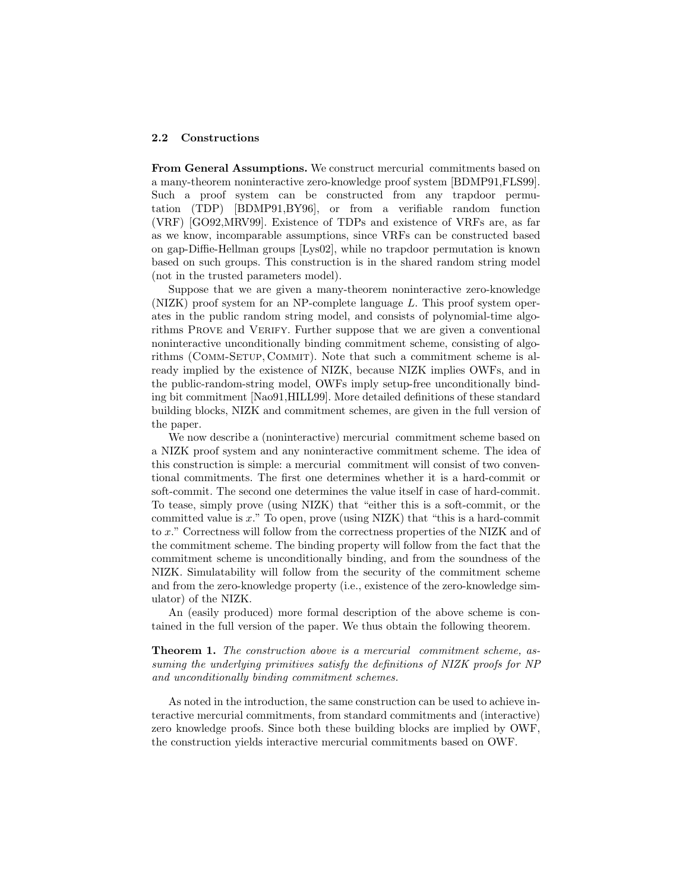### 2.2 Constructions

**From General Assumptions.** We construct mercurial commitments based on a many-theorem noninteractive zero-knowledge proof system [BDMP91,FLS99]. Such a proof system can be constructed from any trapdoor permutation (TDP) [BDMP91,BY96], or from a verifiable random function (VRF) [GO92,MRV99]. Existence of TDPs and existence of VRFs are, as far as we know, incomparable assumptions, since VRFs can be constructed based on gap-Diffie-Hellman groups [Lys02], while no trapdoor permutation is known based on such groups. This construction is in the shared random string model (not in the trusted parameters model).

Suppose that we are given a many-theorem noninteractive zero-knowledge (NIZK) proof system for an NP-complete language $L$. This proof system operates in the public random string model, and consists of polynomial-time algorithms Prove and Verify. Further suppose that we are given a conventional noninteractive unconditionally binding commitment scheme, consisting of algorithms (Comm-Setup, Commit). Note that such a commitment scheme is already implied by the existence of NIZK, because NIZK implies OWFs, and in the public-random-string model, OWFs imply setup-free unconditionally binding bit commitment [Nao91,HILL99]. More detailed definitions of these standard building blocks, NIZK and commitment schemes, are given in the full version of the paper.

We now describe a (noninteractive) mercurial commitment scheme based on a NIZK proof system and any noninteractive commitment scheme. The idea of this construction is simple: a mercurial commitment will consist of two conventional commitments. The first one determines whether it is a hard-commit or soft-commit. The second one determines the value itself in case of hard-commit. To tease, simply prove (using NIZK) that "either this is a soft-commit, or the committed value is $x$." To open, prove (using NIZK) that "this is a hard-commit to $x$." Correctness will follow from the correctness properties of the NIZK and of the commitment scheme. The binding property will follow from the fact that the commitment scheme is unconditionally binding, and from the soundness of the NIZK. Simulatability will follow from the security of the commitment scheme and from the zero-knowledge property (i.e., existence of the zero-knowledge simulator) of the NIZK.

An (easily produced) more formal description of the above scheme is contained in the full version of the paper. We thus obtain the following theorem.

**Theorem 1.** *The construction above is a mercurial commitment scheme, assuming the underlying primitives satisfy the definitions of NIZK proofs for NP and unconditionally binding commitment schemes.*

As noted in the introduction, the same construction can be used to achieve interactive mercurial commitments, from standard commitments and (interactive) zero knowledge proofs. Since both these building blocks are implied by OWF, the construction yields interactive mercurial commitments based on OWF.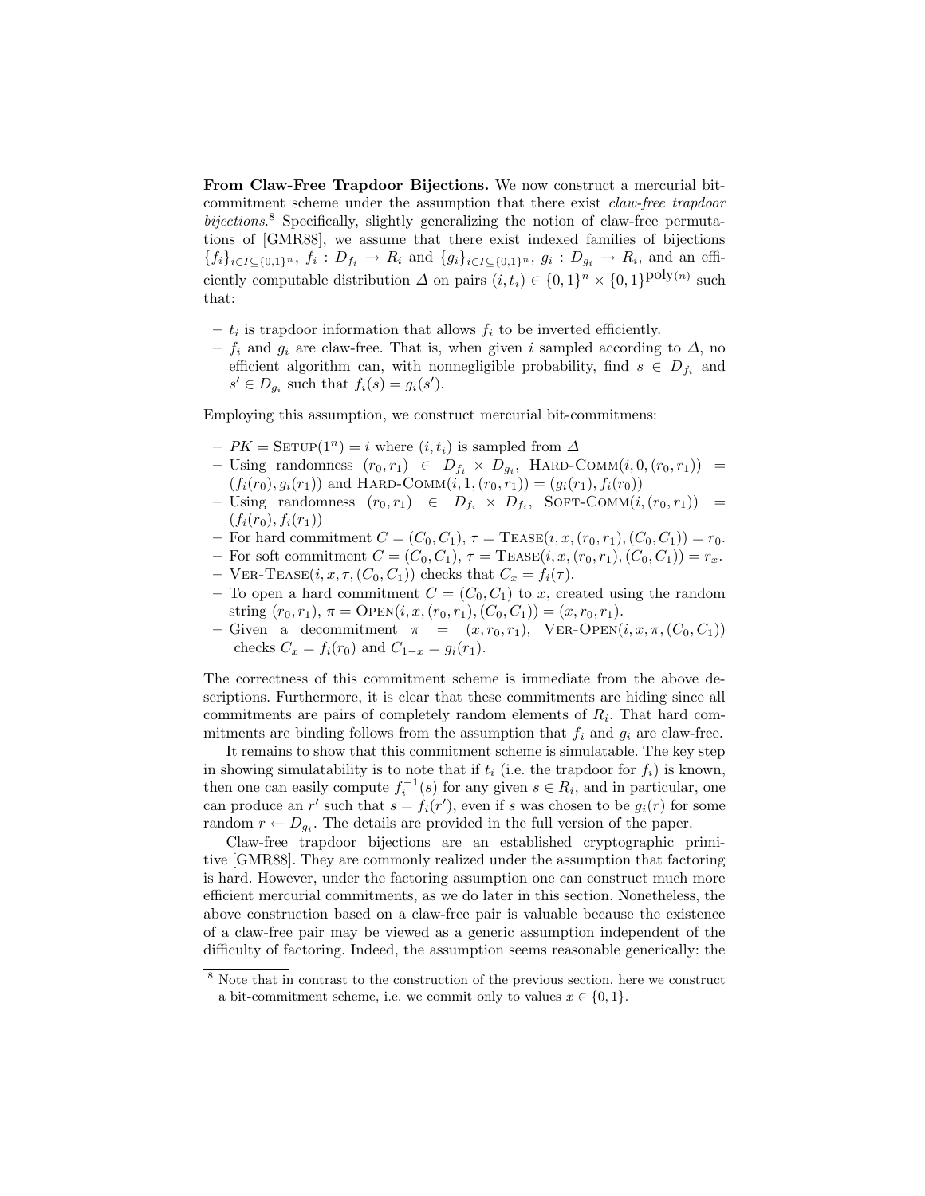**From Claw-Free Trapdoor Bijections.** We now construct a mercurial bit-commitment scheme under the assumption that there exist *claw-free trapdoor bijections*.[8] Specifically, slightly generalizing the notion of claw-free permutations of [GMR88], we assume that there exist indexed families of bijections $\{f_i\}_{i \in I \subseteq \{0,1\}^n}$, $f_i : D_{f_i} \to R_i$ and $\{g_i\}_{i \in I \subseteq \{0,1\}^n}$, $g_i : D_{g_i} \to R_i$, and an efficiently computable distribution $\Delta$ on pairs $(i, t_i) \in \{0,1\}^n \times \{0,1\}^{\mathrm{poly}(n)}$ such that:

- $t_i$ is trapdoor information that allows $f_i$ to be inverted efficiently.
- $f_i$ and $g_i$ are claw-free. That is, when given $i$ sampled according to $\Delta$, no efficient algorithm can, with nonnegligible probability, find $s \in D_{f_i}$ and $s' \in D_{g_i}$ such that $f_i(s) = g_i(s')$.

Employing this assumption, we construct mercurial bit-commitmens:

- $PK = \textsc{Setup}(1^n) = i$ where $(i, t_i)$ is sampled from $\Delta$
- Using randomness $(r_0, r_1) \in D_{f_i} \times D_{g_i}$, $\textsc{Hard-Comm}(i, 0, (r_0, r_1)) = (f_i(r_0), g_i(r_1))$ and $\textsc{Hard-Comm}(i, 1, (r_0, r_1)) = (g_i(r_1), f_i(r_0))$
- Using randomness $(r_0, r_1) \in D_{f_i} \times D_{f_i}$, $\textsc{Soft-Comm}(i, (r_0, r_1)) = (f_i(r_0), f_i(r_1))$
- For hard commitment $C = (C_0, C_1)$, $\tau = \textsc{Tease}(i, x, (r_0, r_1), (C_0, C_1)) = r_0$.
- For soft commitment $C = (C_0, C_1)$, $\tau = \textsc{Tease}(i, x, (r_0, r_1), (C_0, C_1)) = r_x$.
- $\textsc{Ver-Tease}(i, x, \tau, (C_0, C_1))$ checks that $C_x = f_i(\tau)$.
- To open a hard commitment $C = (C_0, C_1)$ to $x$, created using the random string $(r_0, r_1)$, $\pi = \textsc{Open}(i, x, (r_0, r_1), (C_0, C_1)) = (x, r_0, r_1)$.
- Given a decommitment $\pi = (x, r_0, r_1)$, $\textsc{Ver-Open}(i, x, \pi, (C_0, C_1))$ checks $C_x = f_i(r_0)$ and $C_{1-x} = g_i(r_1)$.

The correctness of this commitment scheme is immediate from the above descriptions. Furthermore, it is clear that these commitments are hiding since all commitments are pairs of completely random elements of $R_i$. That hard commitments are binding follows from the assumption that $f_i$ and $g_i$ are claw-free.

It remains to show that this commitment scheme is simulatable. The key step in showing simulatability is to note that if $t_i$ (i.e. the trapdoor for $f_i$) is known, then one can easily compute $f_i^{-1}(s)$ for any given $s \in R_i$, and in particular, one can produce an $r'$ such that $s = f_i(r')$, even if $s$ was chosen to be $g_i(r)$ for some random $r \leftarrow D_{g_i}$. The details are provided in the full version of the paper.

Claw-free trapdoor bijections are an established cryptographic primitive [GMR88]. They are commonly realized under the assumption that factoring is hard. However, under the factoring assumption one can construct much more efficient mercurial commitments, as we do later in this section. Nonetheless, the above construction based on a claw-free pair is valuable because the existence of a claw-free pair may be viewed as a generic assumption independent of the difficulty of factoring. Indeed, the assumption seems reasonable generically: the

[8] Note that in contrast to the construction of the previous section, here we construct a bit-commitment scheme, i.e. we commit only to values $x \in \{0, 1\}$.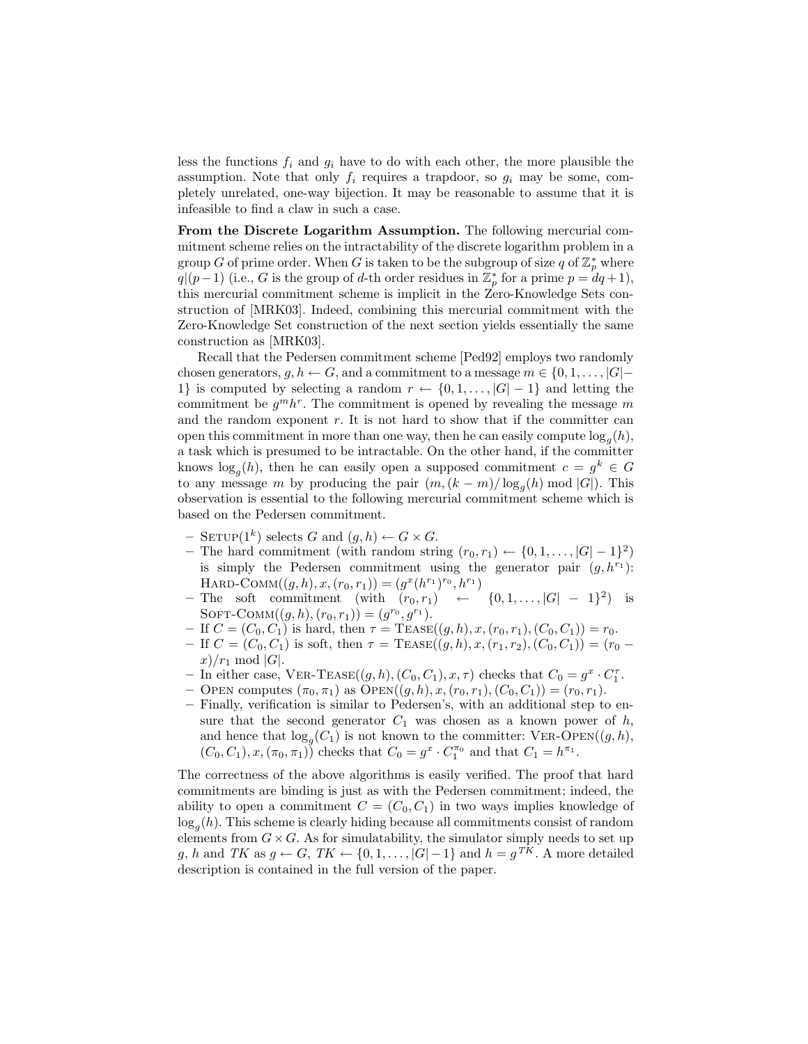less the functions $f_i$ and $g_i$ have to do with each other, the more plausible the assumption. Note that only $f_i$ requires a trapdoor, so $g_i$ may be some, completely unrelated, one-way bijection. It may be reasonable to assume that it is infeasible to find a claw in such a case.

**From the Discrete Logarithm Assumption.** The following mercurial commitment scheme relies on the intractability of the discrete logarithm problem in a group $G$ of prime order. When $G$ is taken to be the subgroup of size $q$ of $\mathbb{Z}_p^*$ where $q|(p-1)$ (i.e., $G$ is the group of $d$-th order residues in $\mathbb{Z}_p^*$ for a prime $p = dq+1$), this mercurial commitment scheme is implicit in the Zero-Knowledge Sets construction of [MRK03]. Indeed, combining this mercurial commitment with the Zero-Knowledge Set construction of the next section yields essentially the same construction as [MRK03].

Recall that the Pedersen commitment scheme [Ped92] employs two randomly chosen generators, $g, h \leftarrow G$, and a commitment to a message $m \in \{0, 1, \ldots, |G|-1\}$ is computed by selecting a random $r \leftarrow \{0, 1, \ldots, |G|-1\}$ and letting the commitment be $g^m h^r$. The commitment is opened by revealing the message $m$ and the random exponent $r$. It is not hard to show that if the committer can open this commitment in more than one way, then he can easily compute $\log_g(h)$, a task which is presumed to be intractable. On the other hand, if the committer knows $\log_g(h)$, then he can easily open a supposed commitment $c = g^k \in G$ to any message $m$ by producing the pair $(m, (k-m)/\log_g(h) \bmod |G|)$. This observation is essential to the following mercurial commitment scheme which is based on the Pedersen commitment.

- $\text{SETUP}(1^k)$ selects $G$ and $(g, h) \leftarrow G \times G$.
- The hard commitment (with random string $(r_0, r_1) \leftarrow \{0, 1, \ldots, |G|-1\}^2$) is simply the Pedersen commitment using the generator pair $(g, h^{r_1})$: $\text{HARD-COMM}((g, h), x, (r_0, r_1)) = (g^x (h^{r_1})^{r_0}, h^{r_1})$
- The soft commitment (with $(r_0, r_1) \leftarrow \{0, 1, \ldots, |G|-1\}^2$) is $\text{SOFT-COMM}((g, h), (r_0, r_1)) = (g^{r_0}, g^{r_1})$.
- If $C = (C_0, C_1)$ is hard, then $\tau = \text{TEASE}((g, h), x, (r_0, r_1), (C_0, C_1)) = r_0$.
- If $C = (C_0, C_1)$ is soft, then $\tau = \text{TEASE}((g, h), x, (r_1, r_2), (C_0, C_1)) = (r_0 - x)/r_1 \bmod |G|$.
- In either case, $\text{VER-TEASE}((g, h), (C_0, C_1), x, \tau)$ checks that $C_0 = g^x \cdot C_1^\tau$.
- OPEN computes $(\pi_0, \pi_1)$ as $\text{OPEN}((g, h), x, (r_0, r_1), (C_0, C_1)) = (r_0, r_1)$.
- Finally, verification is similar to Pedersen's, with an additional step to ensure that the second generator $C_1$ was chosen as a known power of $h$, and hence that $\log_g(C_1)$ is not known to the committer: $\text{VER-OPEN}((g, h), (C_0, C_1), x, (\pi_0, \pi_1))$ checks that $C_0 = g^x \cdot C_1^{\pi_0}$ and that $C_1 = h^{\pi_1}$.

The correctness of the above algorithms is easily verified. The proof that hard commitments are binding is just as with the Pedersen commitment; indeed, the ability to open a commitment $C = (C_0, C_1)$ in two ways implies knowledge of $\log_g(h)$. This scheme is clearly hiding because all commitments consist of random elements from $G \times G$. As for simulatability, the simulator simply needs to set up $g$, $h$ and $TK$ as $g \leftarrow G$, $TK \leftarrow \{0, 1, \ldots, |G|-1\}$ and $h = g^{TK}$. A more detailed description is contained in the full version of the paper.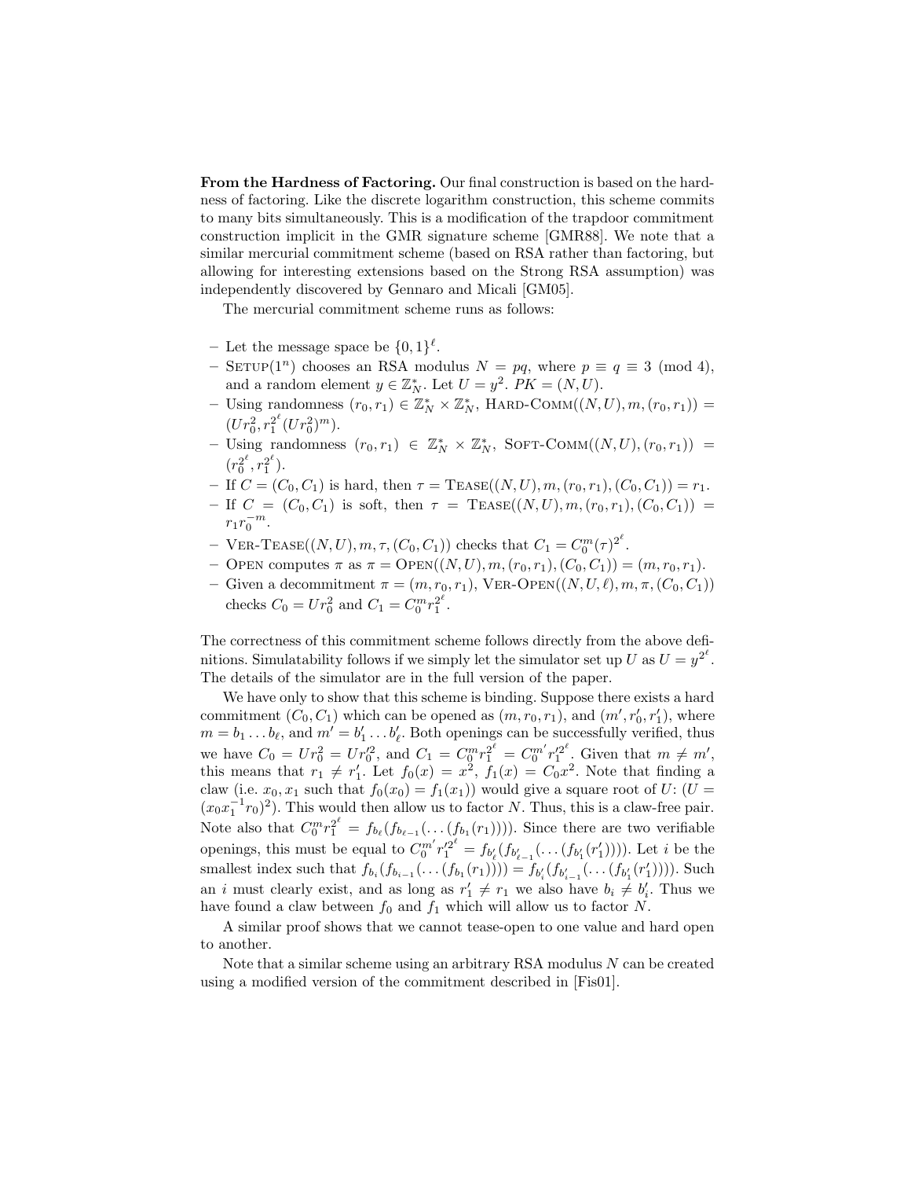**From the Hardness of Factoring.** Our final construction is based on the hardness of factoring. Like the discrete logarithm construction, this scheme commits to many bits simultaneously. This is a modification of the trapdoor commitment construction implicit in the GMR signature scheme [GMR88]. We note that a similar mercurial commitment scheme (based on RSA rather than factoring, but allowing for interesting extensions based on the Strong RSA assumption) was independently discovered by Gennaro and Micali [GM05].

The mercurial commitment scheme runs as follows:

- Let the message space be $\{0,1\}^\ell$.
- $\text{Setup}(1^n)$ chooses an RSA modulus $N = pq$, where $p \equiv q \equiv 3 \pmod 4$, and a random element $y \in \mathbb{Z}_N^*$. Let $U = y^2$. $PK = (N, U)$.
- Using randomness $(r_0, r_1) \in \mathbb{Z}_N^* \times \mathbb{Z}_N^*$, $\text{Hard-Comm}((N,U), m, (r_0, r_1)) = (Ur_0^2, r_1^{2^\ell}(Ur_0^2)^m)$.
- Using randomness $(r_0, r_1) \in \mathbb{Z}_N^* \times \mathbb{Z}_N^*$, $\text{Soft-Comm}((N,U), (r_0, r_1)) = (r_0^{2^\ell}, r_1^{2^\ell})$.
- If $C = (C_0, C_1)$ is hard, then $\tau = \text{Tease}((N,U), m, (r_0, r_1), (C_0, C_1)) = r_1$.
- If $C = (C_0, C_1)$ is soft, then $\tau = \text{Tease}((N,U), m, (r_0, r_1), (C_0, C_1)) = r_1 r_0^{-m}$.
- $\text{Ver-Tease}((N,U), m, \tau, (C_0, C_1))$ checks that $C_1 = C_0^m(\tau)^{2^\ell}$.
- $\text{Open}$ computes $\pi$ as $\pi = \text{Open}((N,U), m, (r_0, r_1), (C_0, C_1)) = (m, r_0, r_1)$.
- Given a decommitment $\pi = (m, r_0, r_1)$, $\text{Ver-Open}((N, U, \ell), m, \pi, (C_0, C_1))$ checks $C_0 = Ur_0^2$ and $C_1 = C_0^m r_1^{2^\ell}$.

The correctness of this commitment scheme follows directly from the above definitions. Simulatability follows if we simply let the simulator set up $U$ as $U = y^{2^\ell}$. The details of the simulator are in the full version of the paper.

We have only to show that this scheme is binding. Suppose there exists a hard commitment $(C_0, C_1)$ which can be opened as $(m, r_0, r_1)$, and $(m', r_0', r_1')$, where $m = b_1 \ldots b_\ell$, and $m' = b_1' \ldots b_\ell'$. Both openings can be successfully verified, thus we have $C_0 = Ur_0^2 = Ur_0'^2$, and $C_1 = C_0^m r_1^{2^\ell} = C_0^{m'} r_1'^{2^\ell}$. Given that $m \neq m'$, this means that $r_1 \neq r_1'$. Let $f_0(x) = x^2$, $f_1(x) = C_0 x^2$. Note that finding a claw (i.e. $x_0, x_1$ such that $f_0(x_0) = f_1(x_1)$) would give a square root of $U$: ($U = (x_0 x_1^{-1} r_0)^2$). This would then allow us to factor $N$. Thus, this is a claw-free pair. Note also that $C_0^m r_1^{2^\ell} = f_{b_\ell}(f_{b_{\ell-1}}(\ldots(f_{b_1}(r_1))))$. Since there are two verifiable openings, this must be equal to $C_0^{m'} r_1'^{2^\ell} = f_{b_\ell'}(f_{b_{\ell-1}'}(\ldots(f_{b_1'}(r_1'))))$. Let $i$ be the smallest index such that $f_{b_i}(f_{b_{i-1}}(\ldots(f_{b_1}(r_1)))) = f_{b_i'}(f_{b_{i-1}'}(\ldots(f_{b_1'}(r_1'))))$. Such an $i$ must clearly exist, and as long as $r_1' \neq r_1$ we also have $b_i \neq b_i'$. Thus we have found a claw between $f_0$ and $f_1$ which will allow us to factor $N$.

A similar proof shows that we cannot tease-open to one value and hard open to another.

Note that a similar scheme using an arbitrary RSA modulus $N$ can be created using a modified version of the commitment described in [Fis01].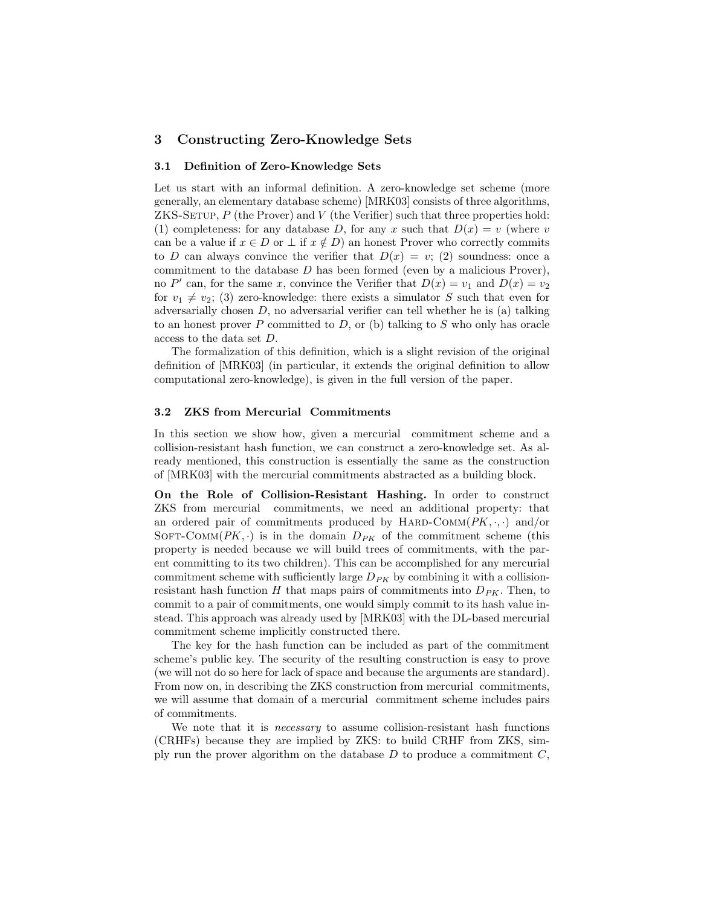## 3 Constructing Zero-Knowledge Sets

### 3.1 Definition of Zero-Knowledge Sets

Let us start with an informal definition. A zero-knowledge set scheme (more generally, an elementary database scheme) [MRK03] consists of three algorithms, ZKS-SETUP, $P$ (the Prover) and $V$ (the Verifier) such that three properties hold: (1) completeness: for any database $D$, for any $x$ such that $D(x) = v$ (where $v$ can be a value if $x \in D$ or $\perp$ if $x \notin D$) an honest Prover who correctly commits to $D$ can always convince the verifier that $D(x) = v$; (2) soundness: once a commitment to the database $D$ has been formed (even by a malicious Prover), no $P'$ can, for the same $x$, convince the Verifier that $D(x) = v_1$ and $D(x) = v_2$ for $v_1 \neq v_2$; (3) zero-knowledge: there exists a simulator $S$ such that even for adversarially chosen $D$, no adversarial verifier can tell whether he is (a) talking to an honest prover $P$ committed to $D$, or (b) talking to $S$ who only has oracle access to the data set $D$.

The formalization of this definition, which is a slight revision of the original definition of [MRK03] (in particular, it extends the original definition to allow computational zero-knowledge), is given in the full version of the paper.

### 3.2 ZKS from Mercurial Commitments

In this section we show how, given a mercurial commitment scheme and a collision-resistant hash function, we can construct a zero-knowledge set. As already mentioned, this construction is essentially the same as the construction of [MRK03] with the mercurial commitments abstracted as a building block.

**On the Role of Collision-Resistant Hashing.** In order to construct ZKS from mercurial commitments, we need an additional property: that an ordered pair of commitments produced by HARD-COMM$(PK, \cdot, \cdot)$ and/or SOFT-COMM$(PK, \cdot)$ is in the domain $D_{PK}$ of the commitment scheme (this property is needed because we will build trees of commitments, with the parent committing to its two children). This can be accomplished for any mercurial commitment scheme with sufficiently large $D_{PK}$ by combining it with a collision-resistant hash function $H$ that maps pairs of commitments into $D_{PK}$. Then, to commit to a pair of commitments, one would simply commit to its hash value instead. This approach was already used by [MRK03] with the DL-based mercurial commitment scheme implicitly constructed there.

The key for the hash function can be included as part of the commitment scheme's public key. The security of the resulting construction is easy to prove (we will not do so here for lack of space and because the arguments are standard). From now on, in describing the ZKS construction from mercurial commitments, we will assume that domain of a mercurial commitment scheme includes pairs of commitments.

We note that it is *necessary* to assume collision-resistant hash functions (CRHFs) because they are implied by ZKS: to build CRHF from ZKS, simply run the prover algorithm on the database $D$ to produce a commitment $C$,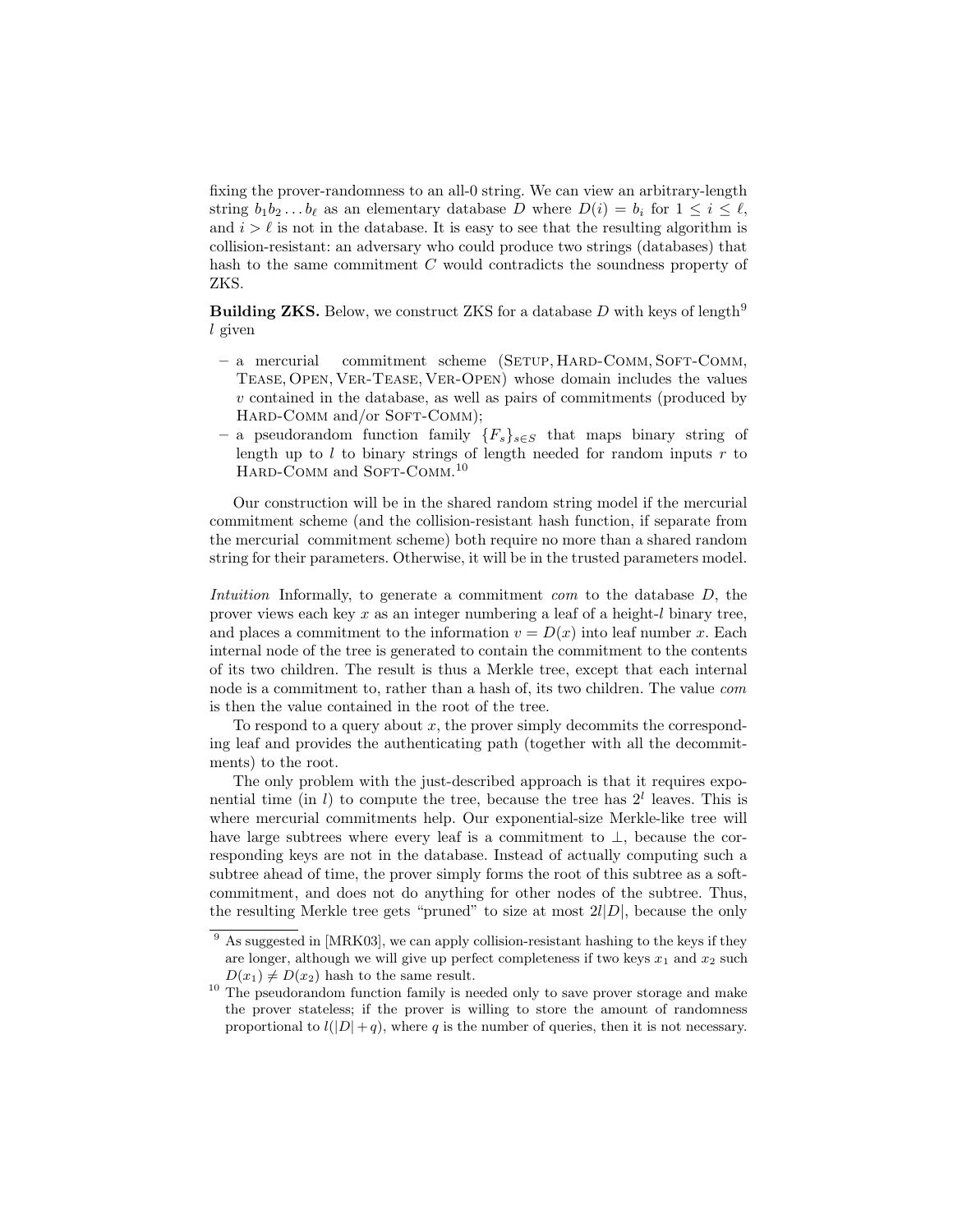fixing the prover-randomness to an all-0 string. We can view an arbitrary-length string $b_1 b_2 \dots b_\ell$ as an elementary database $D$ where $D(i) = b_i$ for $1 \le i \le \ell$, and $i > \ell$ is not in the database. It is easy to see that the resulting algorithm is collision-resistant: an adversary who could produce two strings (databases) that hash to the same commitment $C$ would contradicts the soundness property of ZKS.

**Building ZKS.** Below, we construct ZKS for a database $D$ with keys of length[9] $l$ given

- a mercurial commitment scheme (Setup, Hard-Comm, Soft-Comm, Tease, Open, Ver-Tease, Ver-Open) whose domain includes the values $v$ contained in the database, as well as pairs of commitments (produced by Hard-Comm and/or Soft-Comm);
- a pseudorandom function family $\{F_s\}_{s \in S}$ that maps binary string of length up to $l$ to binary strings of length needed for random inputs $r$ to Hard-Comm and Soft-Comm.[10]

Our construction will be in the shared random string model if the mercurial commitment scheme (and the collision-resistant hash function, if separate from the mercurial commitment scheme) both require no more than a shared random string for their parameters. Otherwise, it will be in the trusted parameters model.

*Intuition* Informally, to generate a commitment *com* to the database $D$, the prover views each key $x$ as an integer numbering a leaf of a height-$l$ binary tree, and places a commitment to the information $v = D(x)$ into leaf number $x$. Each internal node of the tree is generated to contain the commitment to the contents of its two children. The result is thus a Merkle tree, except that each internal node is a commitment to, rather than a hash of, its two children. The value *com* is then the value contained in the root of the tree.

To respond to a query about $x$, the prover simply decommits the corresponding leaf and provides the authenticating path (together with all the decommitments) to the root.

The only problem with the just-described approach is that it requires exponential time (in $l$) to compute the tree, because the tree has $2^l$ leaves. This is where mercurial commitments help. Our exponential-size Merkle-like tree will have large subtrees where every leaf is a commitment to $\perp$, because the corresponding keys are not in the database. Instead of actually computing such a subtree ahead of time, the prover simply forms the root of this subtree as a soft-commitment, and does not do anything for other nodes of the subtree. Thus, the resulting Merkle tree gets "pruned" to size at most $2l|D|$, because the only

[9] As suggested in [MRK03], we can apply collision-resistant hashing to the keys if they are longer, although we will give up perfect completeness if two keys $x_1$ and $x_2$ such $D(x_1) \neq D(x_2)$ hash to the same result.

[10] The pseudorandom function family is needed only to save prover storage and make the prover stateless; if the prover is willing to store the amount of randomness proportional to $l(|D| + q)$, where $q$ is the number of queries, then it is not necessary.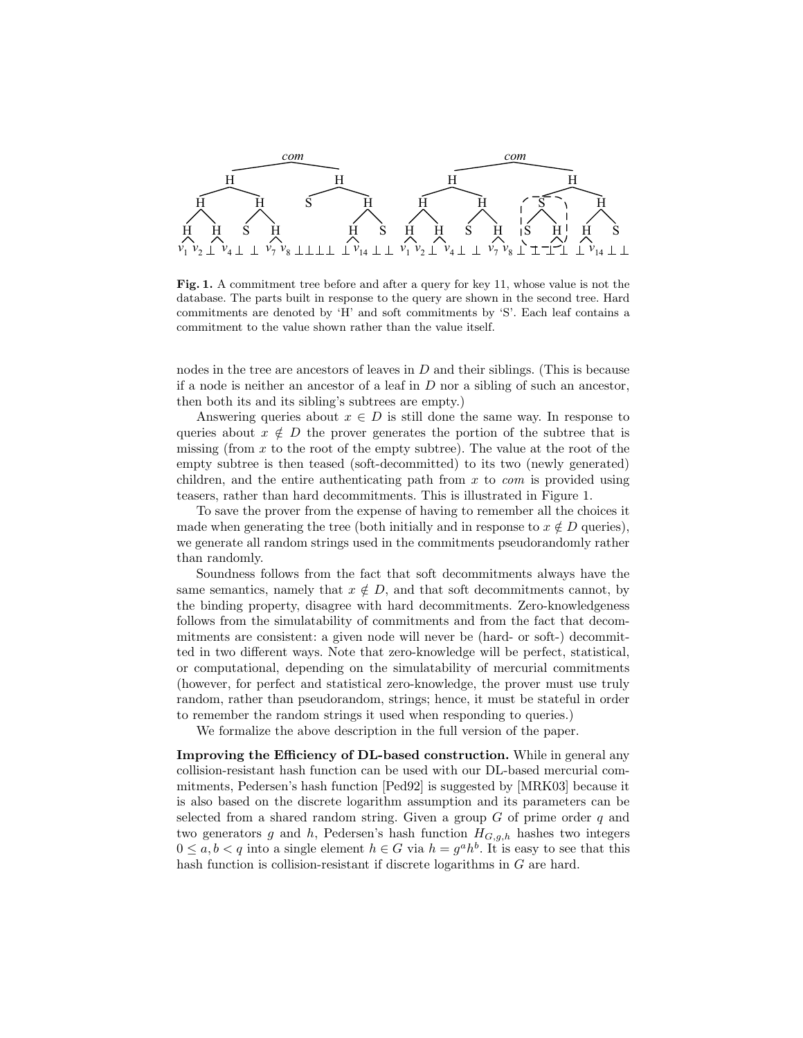com com

H H H H

H H S H H H S H

H H S H H S H H S H S H H S

$v_1$ $v_2$ ⊥ $v_4$ ⊥ ⊥ $v_7$ $v_8$ ⊥ ⊥ ⊥ ⊥ ⊥ $v_{14}$ ⊥ ⊥ $v_1$ $v_2$ ⊥ $v_4$ ⊥ ⊥ $v_7$ $v_8$ ⊥ ⊥ ⊥ ⊥ ⊥ $v_{14}$ ⊥ ⊥

**Fig. 1.** A commitment tree before and after a query for key 11, whose value is not the database. The parts built in response to the query are shown in the second tree. Hard commitments are denoted by 'H' and soft commitments by 'S'. Each leaf contains a commitment to the value shown rather than the value itself.

nodes in the tree are ancestors of leaves in $D$ and their siblings. (This is because if a node is neither an ancestor of a leaf in $D$ nor a sibling of such an ancestor, then both its and its sibling's subtrees are empty.)

Answering queries about $x \in D$ is still done the same way. In response to queries about $x \notin D$ the prover generates the portion of the subtree that is missing (from $x$ to the root of the empty subtree). The value at the root of the empty subtree is then teased (soft-decommitted) to its two (newly generated) children, and the entire authenticating path from $x$ to *com* is provided using teasers, rather than hard decommitments. This is illustrated in Figure 1.

To save the prover from the expense of having to remember all the choices it made when generating the tree (both initially and in response to $x \notin D$ queries), we generate all random strings used in the commitments pseudorandomly rather than randomly.

Soundness follows from the fact that soft decommitments always have the same semantics, namely that $x \notin D$, and that soft decommitments cannot, by the binding property, disagree with hard decommitments. Zero-knowledgeness follows from the simulatability of commitments and from the fact that decommitments are consistent: a given node will never be (hard- or soft-) decommitted in two different ways. Note that zero-knowledge will be perfect, statistical, or computational, depending on the simulatability of mercurial commitments (however, for perfect and statistical zero-knowledge, the prover must use truly random, rather than pseudorandom, strings; hence, it must be stateful in order to remember the random strings it used when responding to queries.)

We formalize the above description in the full version of the paper.

**Improving the Efficiency of DL-based construction.** While in general any collision-resistant hash function can be used with our DL-based mercurial commitments, Pedersen's hash function [Ped92] is suggested by [MRK03] because it is also based on the discrete logarithm assumption and its parameters can be selected from a shared random string. Given a group $G$ of prime order $q$ and two generators $g$ and $h$, Pedersen's hash function $H_{G,g,h}$ hashes two integers $0 \le a, b < q$ into a single element $h \in G$ via $h = g^a h^b$. It is easy to see that this hash function is collision-resistant if discrete logarithms in $G$ are hard.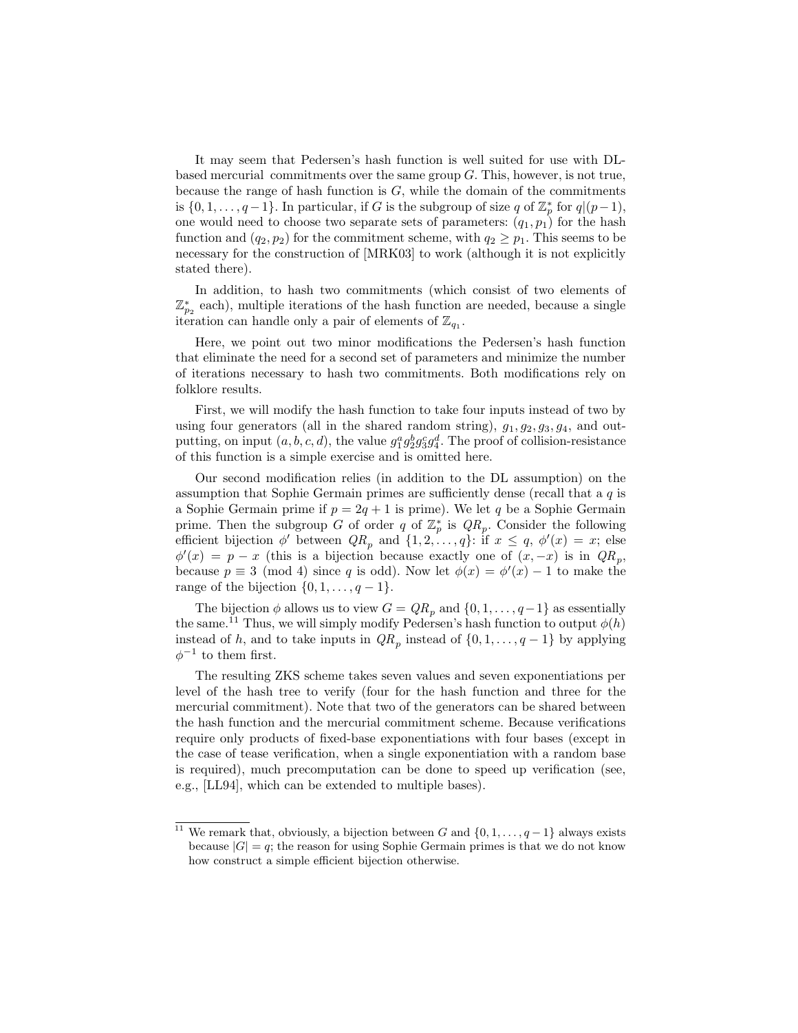It may seem that Pedersen's hash function is well suited for use with DL-based mercurial commitments over the same group $G$. This, however, is not true, because the range of hash function is $G$, while the domain of the commitments is $\{0, 1, \ldots, q-1\}$. In particular, if $G$ is the subgroup of size $q$ of $\mathbb{Z}_p^*$ for $q|(p-1)$, one would need to choose two separate sets of parameters: $(q_1, p_1)$ for the hash function and $(q_2, p_2)$ for the commitment scheme, with $q_2 \geq p_1$. This seems to be necessary for the construction of [MRK03] to work (although it is not explicitly stated there).

In addition, to hash two commitments (which consist of two elements of $\mathbb{Z}_{p_2}^*$ each), multiple iterations of the hash function are needed, because a single iteration can handle only a pair of elements of $\mathbb{Z}_{q_1}$.

Here, we point out two minor modifications the Pedersen's hash function that eliminate the need for a second set of parameters and minimize the number of iterations necessary to hash two commitments. Both modifications rely on folklore results.

First, we will modify the hash function to take four inputs instead of two by using four generators (all in the shared random string), $g_1, g_2, g_3, g_4$, and outputting, on input $(a, b, c, d)$, the value $g_1^a g_2^b g_3^c g_4^d$. The proof of collision-resistance of this function is a simple exercise and is omitted here.

Our second modification relies (in addition to the DL assumption) on the assumption that Sophie Germain primes are sufficiently dense (recall that a $q$ is a Sophie Germain prime if $p = 2q + 1$ is prime). We let $q$ be a Sophie Germain prime. Then the subgroup $G$ of order $q$ of $\mathbb{Z}_p^*$ is $QR_p$. Consider the following efficient bijection $\phi'$ between $QR_p$ and $\{1, 2, \ldots, q\}$: if $x \leq q$, $\phi'(x) = x$; else $\phi'(x) = p - x$ (this is a bijection because exactly one of $(x, -x)$ is in $QR_p$, because $p \equiv 3 \pmod 4$ since $q$ is odd). Now let $\phi(x) = \phi'(x) - 1$ to make the range of the bijection $\{0, 1, \ldots, q-1\}$.

The bijection $\phi$ allows us to view $G = QR_p$ and $\{0, 1, \ldots, q-1\}$ as essentially the same.[11] Thus, we will simply modify Pedersen's hash function to output $\phi(h)$ instead of $h$, and to take inputs in $QR_p$ instead of $\{0, 1, \ldots, q-1\}$ by applying $\phi^{-1}$ to them first.

The resulting ZKS scheme takes seven values and seven exponentiations per level of the hash tree to verify (four for the hash function and three for the mercurial commitment). Note that two of the generators can be shared between the hash function and the mercurial commitment scheme. Because verifications require only products of fixed-base exponentiations with four bases (except in the case of tease verification, when a single exponentiation with a random base is required), much precomputation can be done to speed up verification (see, e.g., [LL94], which can be extended to multiple bases).

---

[11] We remark that, obviously, a bijection between $G$ and $\{0, 1, \ldots, q-1\}$ always exists because $|G| = q$; the reason for using Sophie Germain primes is that we do not know how construct a simple efficient bijection otherwise.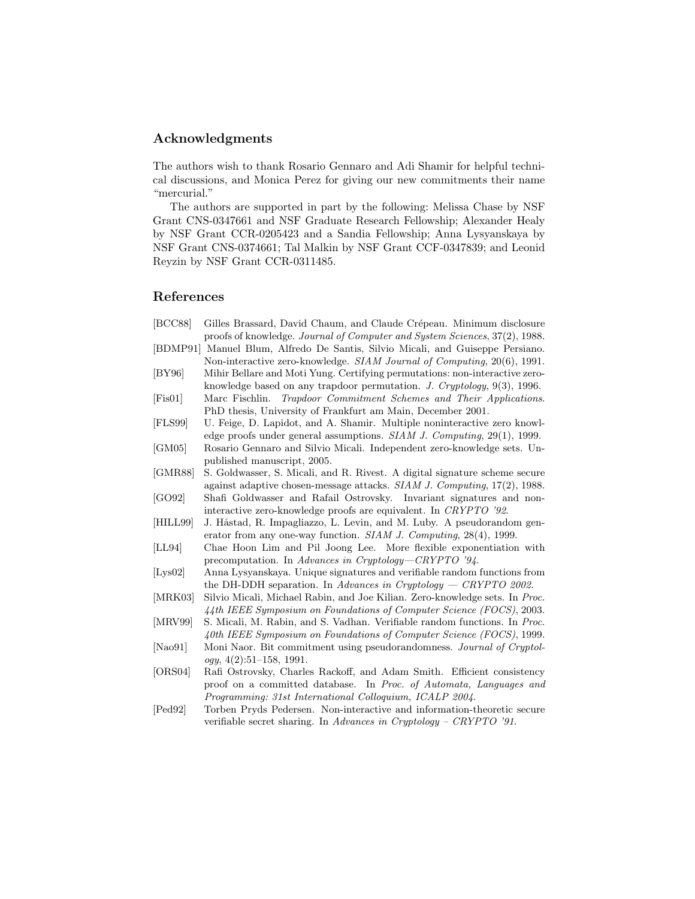## Acknowledgments

The authors wish to thank Rosario Gennaro and Adi Shamir for helpful technical discussions, and Monica Perez for giving our new commitments their name "mercurial."

The authors are supported in part by the following: Melissa Chase by NSF Grant CNS-0347661 and NSF Graduate Research Fellowship; Alexander Healy by NSF Grant CCR-0205423 and a Sandia Fellowship; Anna Lysyanskaya by NSF Grant CNS-0374661; Tal Malkin by NSF Grant CCF-0347839; and Leonid Reyzin by NSF Grant CCR-0311485.

## References

[BCC88] Gilles Brassard, David Chaum, and Claude Crépeau. Minimum disclosure proofs of knowledge. *Journal of Computer and System Sciences*, 37(2), 1988.

[BDMP91] Manuel Blum, Alfredo De Santis, Silvio Micali, and Guiseppe Persiano. Non-interactive zero-knowledge. *SIAM Journal of Computing*, 20(6), 1991.

[BY96] Mihir Bellare and Moti Yung. Certifying permutations: non-interactive zero-knowledge based on any trapdoor permutation. *J. Cryptology*, 9(3), 1996.

[Fis01] Marc Fischlin. *Trapdoor Commitment Schemes and Their Applications*. PhD thesis, University of Frankfurt am Main, December 2001.

[FLS99] U. Feige, D. Lapidot, and A. Shamir. Multiple noninteractive zero knowledge proofs under general assumptions. *SIAM J. Computing*, 29(1), 1999.

[GM05] Rosario Gennaro and Silvio Micali. Independent zero-knowledge sets. Unpublished manuscript, 2005.

[GMR88] S. Goldwasser, S. Micali, and R. Rivest. A digital signature scheme secure against adaptive chosen-message attacks. *SIAM J. Computing*, 17(2), 1988.

[GO92] Shafi Goldwasser and Rafail Ostrovsky. Invariant signatures and non-interactive zero-knowledge proofs are equivalent. In *CRYPTO '92*.

[HILL99] J. Håstad, R. Impagliazzo, L. Levin, and M. Luby. A pseudorandom generator from any one-way function. *SIAM J. Computing*, 28(4), 1999.

[LL94] Chae Hoon Lim and Pil Joong Lee. More flexible exponentiation with precomputation. In *Advances in Cryptology—CRYPTO '94*.

[Lys02] Anna Lysyanskaya. Unique signatures and verifiable random functions from the DH-DDH separation. In *Advances in Cryptology — CRYPTO 2002*.

[MRK03] Silvio Micali, Michael Rabin, and Joe Kilian. Zero-knowledge sets. In *Proc. 44th IEEE Symposium on Foundations of Computer Science (FOCS)*, 2003.

[MRV99] S. Micali, M. Rabin, and S. Vadhan. Verifiable random functions. In *Proc. 40th IEEE Symposium on Foundations of Computer Science (FOCS)*, 1999.

[Nao91] Moni Naor. Bit commitment using pseudorandomness. *Journal of Cryptology*, 4(2):51–158, 1991.

[ORS04] Rafi Ostrovsky, Charles Rackoff, and Adam Smith. Efficient consistency proof on a committed database. In *Proc. of Automata, Languages and Programming: 31st International Colloquium, ICALP 2004*.

[Ped92] Torben Pryds Pedersen. Non-interactive and information-theoretic secure verifiable secret sharing. In *Advances in Cryptology – CRYPTO '91*.